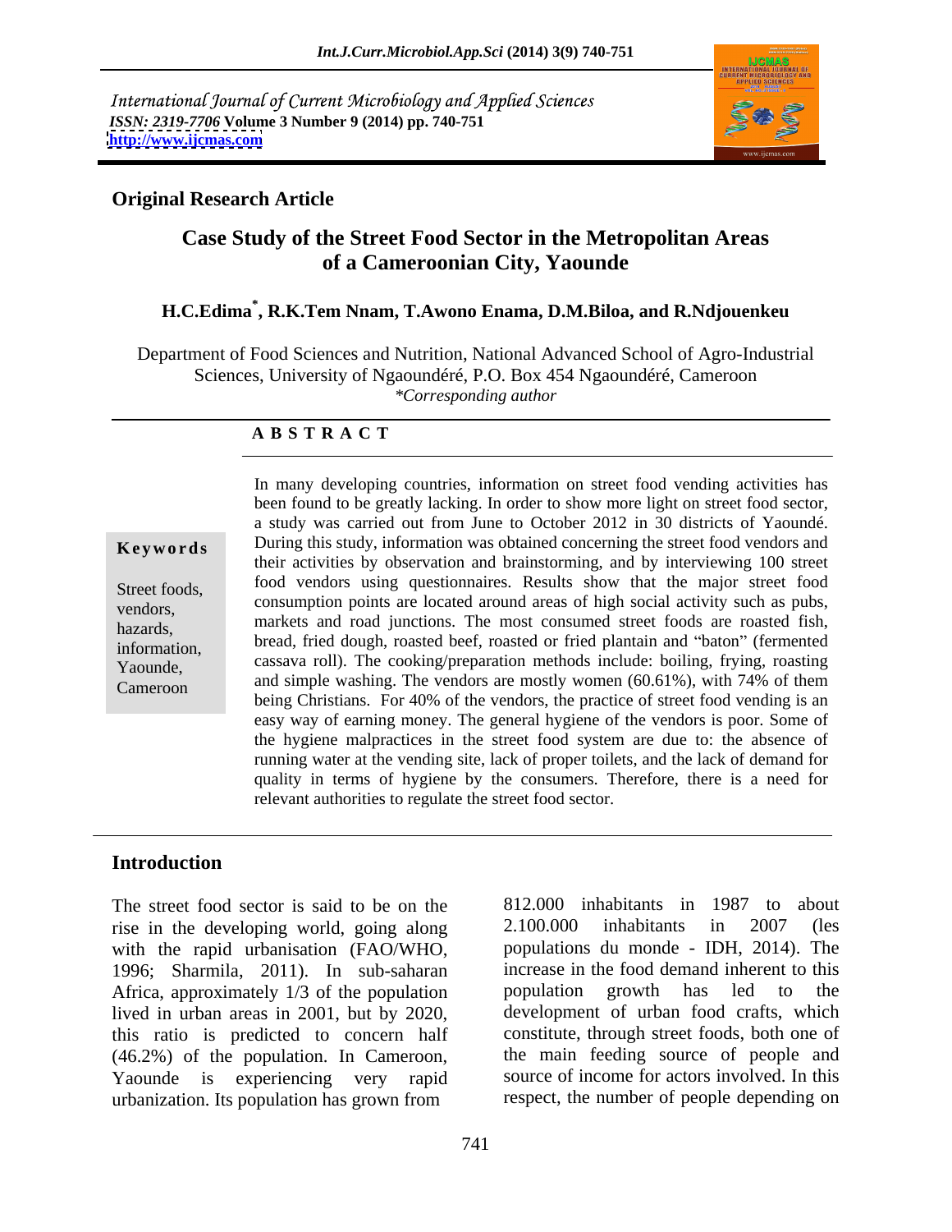International Journal of Current Microbiology and Applied Sciences
*ISSN: 2319-7706* **Volume 3 Number 9 (2014) pp. 740-751**
**http://www.ijcmas.com**

**Original Research Article**

# Case Study of the Street Food Sector in the Metropolitan Areas of a Cameroonian City, Yaounde

**H.C.Edima*, R.K.Tem Nnam, T.Awono Enama, D.M.Biloa, and R.Ndjouenkeu**

Department of Food Sciences and Nutrition, National Advanced School of Agro-Industrial Sciences, University of Ngaoundéré, P.O. Box 454 Ngaoundéré, Cameroon
*\*Corresponding author*

## ABSTRACT

**Keywords**

Street foods, vendors, hazards, information, Yaounde, Cameroon

In many developing countries, information on street food vending activities has been found to be greatly lacking. In order to show more light on street food sector, a study was carried out from June to October 2012 in 30 districts of Yaoundé. During this study, information was obtained concerning the street food vendors and their activities by observation and brainstorming, and by interviewing 100 street food vendors using questionnaires. Results show that the major street food consumption points are located around areas of high social activity such as pubs, markets and road junctions. The most consumed street foods are roasted fish, bread, fried dough, roasted beef, roasted or fried plantain and "baton" (fermented cassava roll). The cooking/preparation methods include: boiling, frying, roasting and simple washing. The vendors are mostly women (60.61%), with 74% of them being Christians. For 40% of the vendors, the practice of street food vending is an easy way of earning money. The general hygiene of the vendors is poor. Some of the hygiene malpractices in the street food system are due to: the absence of running water at the vending site, lack of proper toilets, and the lack of demand for quality in terms of hygiene by the consumers. Therefore, there is a need for relevant authorities to regulate the street food sector.

## Introduction

The street food sector is said to be on the rise in the developing world, going along with the rapid urbanisation (FAO/WHO, 1996; Sharmila, 2011). In sub-saharan Africa, approximately 1/3 of the population lived in urban areas in 2001, but by 2020, this ratio is predicted to concern half (46.2%) of the population. In Cameroon, Yaounde is experiencing very rapid urbanization. Its population has grown from 812.000 inhabitants in 1987 to about 2.100.000 inhabitants in 2007 (les populations du monde - IDH, 2014). The increase in the food demand inherent to this population growth has led to the development of urban food crafts, which constitute, through street foods, both one of the main feeding source of people and source of income for actors involved. In this respect, the number of people depending on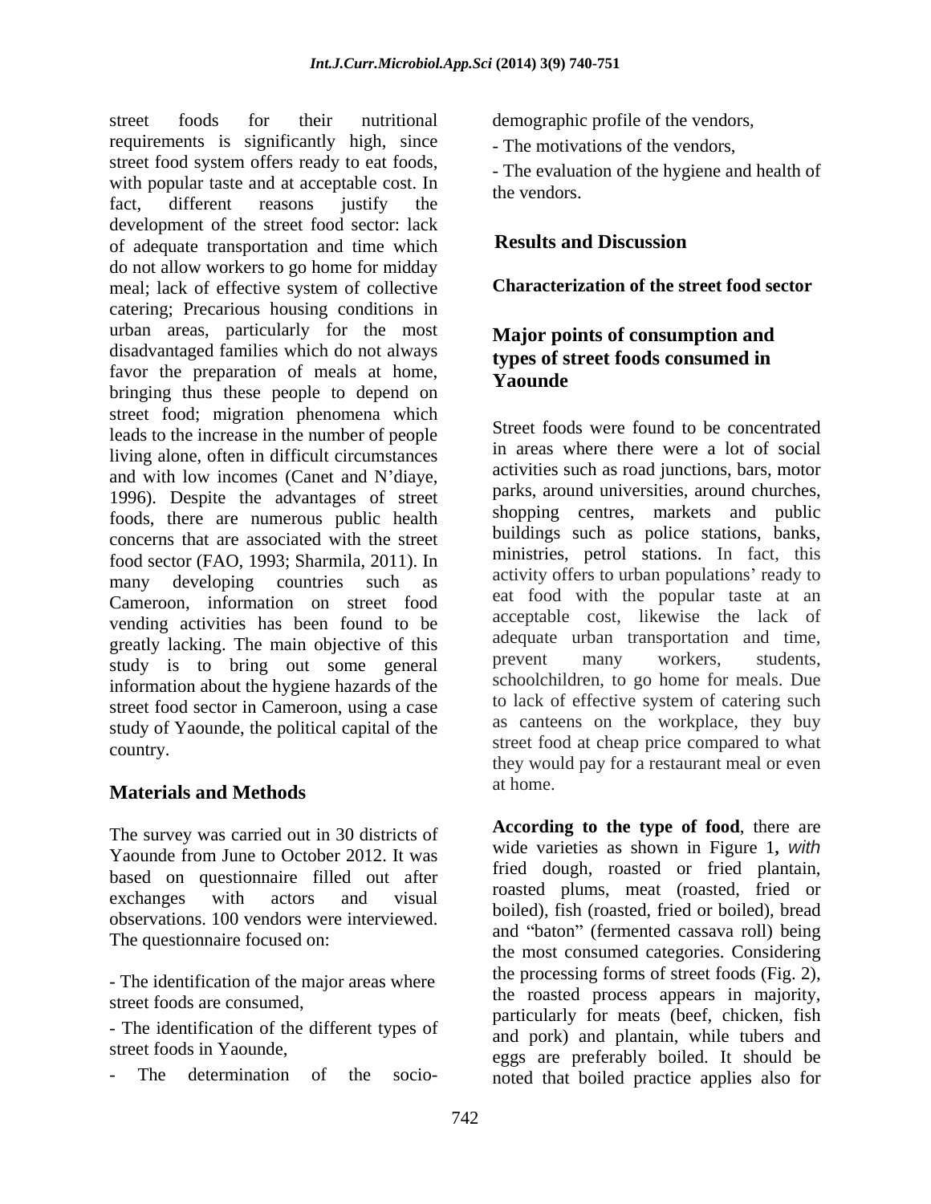street foods for their nutritional requirements is significantly high, since street food system offers ready to eat foods, with popular taste and at acceptable cost. In fact, different reasons justify the development of the street food sector: lack of adequate transportation and time which do not allow workers to go home for midday meal; lack of effective system of collective catering; Precarious housing conditions in urban areas, particularly for the most disadvantaged families which do not always favor the preparation of meals at home, bringing thus these people to depend on street food; migration phenomena which leads to the increase in the number of people living alone, often in difficult circumstances and with low incomes (Canet and N'diaye, 1996). Despite the advantages of street foods, there are numerous public health concerns that are associated with the street food sector (FAO, 1993; Sharmila, 2011). In many developing countries such as Cameroon, information on street food vending activities has been found to be greatly lacking. The main objective of this study is to bring out some general information about the hygiene hazards of the street food sector in Cameroon, using a case study of Yaounde, the political capital of the country.

## Materials and Methods

The survey was carried out in 30 districts of Yaounde from June to October 2012. It was based on questionnaire filled out after exchanges with actors and visual observations. 100 vendors were interviewed. The questionnaire focused on:

- The identification of the major areas where street foods are consumed,
- The identification of the different types of street foods in Yaounde,
- The determination of the socio-demographic profile of the vendors,
- The motivations of the vendors,
- The evaluation of the hygiene and health of the vendors.

## Results and Discussion

### Characterization of the street food sector

### Major points of consumption and types of street foods consumed in Yaounde

Street foods were found to be concentrated in areas where there were a lot of social activities such as road junctions, bars, motor parks, around universities, around churches, shopping centres, markets and public buildings such as police stations, banks, ministries, petrol stations. In fact, this activity offers to urban populations' ready to eat food with the popular taste at an acceptable cost, likewise the lack of adequate urban transportation and time, prevent many workers, students, schoolchildren, to go home for meals. Due to lack of effective system of catering such as canteens on the workplace, they buy street food at cheap price compared to what they would pay for a restaurant meal or even at home.

**According to the type of food**, there are wide varieties as shown in Figure 1**,** *with* fried dough, roasted or fried plantain, roasted plums, meat (roasted, fried or boiled), fish (roasted, fried or boiled), bread and "baton" (fermented cassava roll) being the most consumed categories. Considering the processing forms of street foods (Fig. 2), the roasted process appears in majority, particularly for meats (beef, chicken, fish and pork) and plantain, while tubers and eggs are preferably boiled. It should be noted that boiled practice applies also for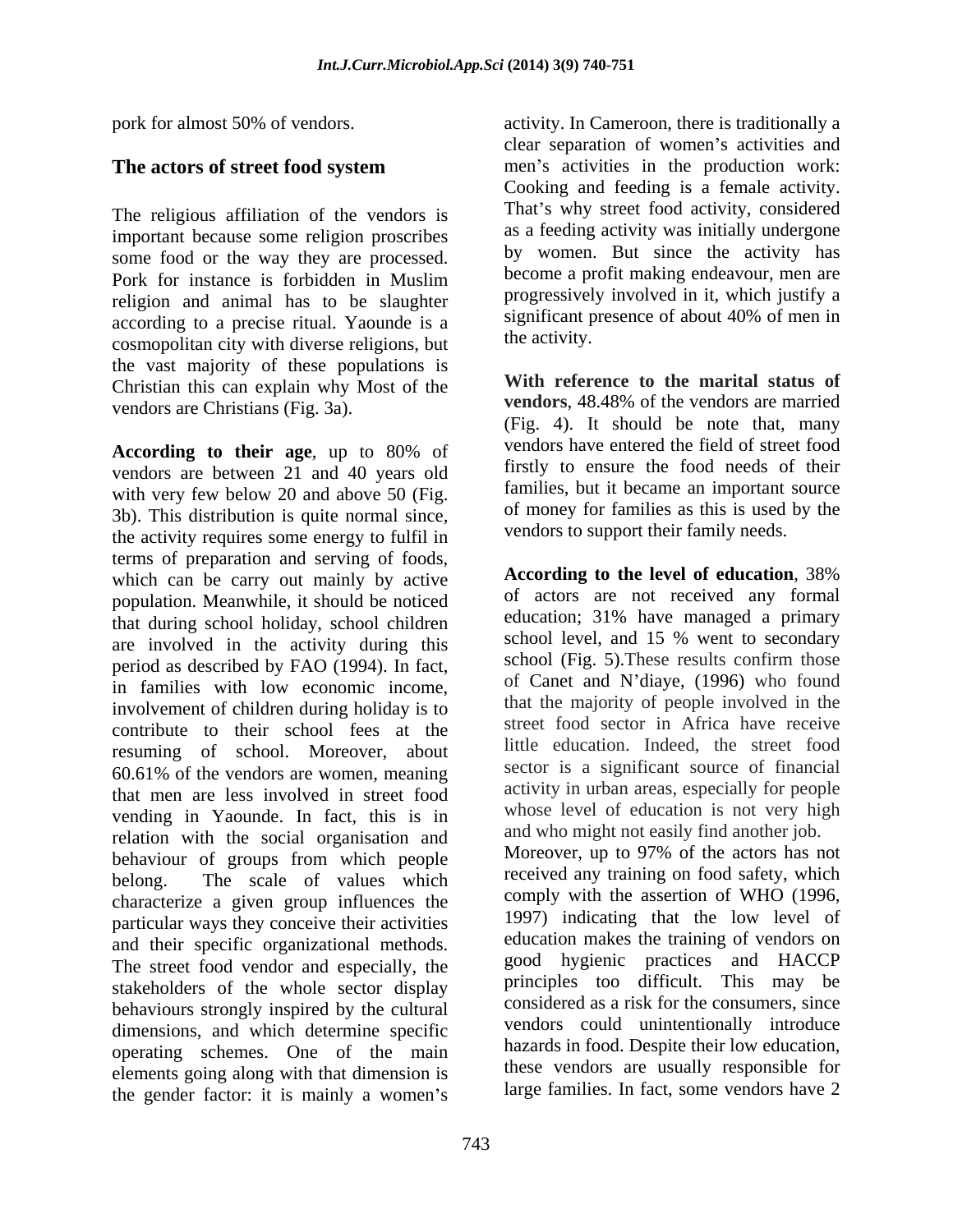pork for almost 50% of vendors.

## The actors of street food system

The religious affiliation of the vendors is important because some religion proscribes some food or the way they are processed. Pork for instance is forbidden in Muslim religion and animal has to be slaughter according to a precise ritual. Yaounde is a cosmopolitan city with diverse religions, but the vast majority of these populations is Christian this can explain why Most of the vendors are Christians (Fig. 3a).

**According to their age**, up to 80% of vendors are between 21 and 40 years old with very few below 20 and above 50 (Fig. 3b). This distribution is quite normal since, the activity requires some energy to fulfil in terms of preparation and serving of foods, which can be carry out mainly by active population. Meanwhile, it should be noticed that during school holiday, school children are involved in the activity during this period as described by FAO (1994). In fact, in families with low economic income, involvement of children during holiday is to contribute to their school fees at the resuming of school. Moreover, about 60.61% of the vendors are women, meaning that men are less involved in street food vending in Yaounde. In fact, this is in relation with the social organisation and behaviour of groups from which people belong. The scale of values which characterize a given group influences the particular ways they conceive their activities and their specific organizational methods. The street food vendor and especially, the stakeholders of the whole sector display behaviours strongly inspired by the cultural dimensions, and which determine specific operating schemes. One of the main elements going along with that dimension is the gender factor: it is mainly a women's activity. In Cameroon, there is traditionally a clear separation of women's activities and men's activities in the production work: Cooking and feeding is a female activity. That's why street food activity, considered as a feeding activity was initially undergone by women. But since the activity has become a profit making endeavour, men are progressively involved in it, which justify a significant presence of about 40% of men in the activity.

**With reference to the marital status of vendors**, 48.48% of the vendors are married (Fig. 4). It should be note that, many vendors have entered the field of street food firstly to ensure the food needs of their families, but it became an important source of money for families as this is used by the vendors to support their family needs.

**According to the level of education**, 38% of actors are not received any formal education; 31% have managed a primary school level, and 15 % went to secondary school (Fig. 5).These results confirm those of Canet and N'diaye, (1996) who found that the majority of people involved in the street food sector in Africa have receive little education. Indeed, the street food sector is a significant source of financial activity in urban areas, especially for people whose level of education is not very high and who might not easily find another job. Moreover, up to 97% of the actors has not received any training on food safety, which comply with the assertion of WHO (1996, 1997) indicating that the low level of education makes the training of vendors on good hygienic practices and HACCP principles too difficult. This may be considered as a risk for the consumers, since vendors could unintentionally introduce hazards in food. Despite their low education, these vendors are usually responsible for large families. In fact, some vendors have 2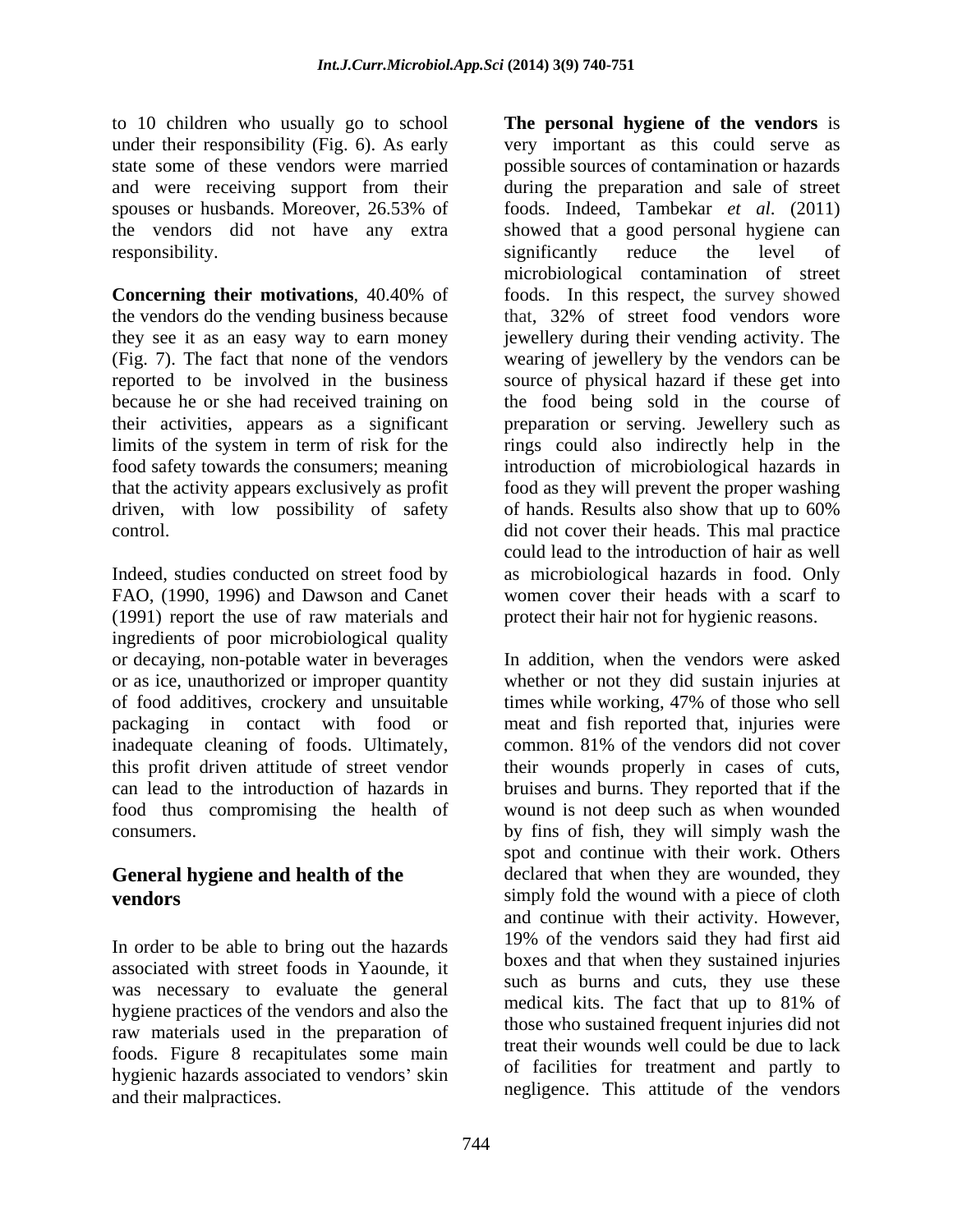to 10 children who usually go to school under their responsibility (Fig. 6). As early state some of these vendors were married and were receiving support from their spouses or husbands. Moreover, 26.53% of the vendors did not have any extra responsibility.

**Concerning their motivations**, 40.40% of the vendors do the vending business because they see it as an easy way to earn money (Fig. 7). The fact that none of the vendors reported to be involved in the business because he or she had received training on their activities, appears as a significant limits of the system in term of risk for the food safety towards the consumers; meaning that the activity appears exclusively as profit driven, with low possibility of safety control.

Indeed, studies conducted on street food by FAO, (1990, 1996) and Dawson and Canet (1991) report the use of raw materials and ingredients of poor microbiological quality or decaying, non-potable water in beverages or as ice, unauthorized or improper quantity of food additives, crockery and unsuitable packaging in contact with food or inadequate cleaning of foods. Ultimately, this profit driven attitude of street vendor can lead to the introduction of hazards in food thus compromising the health of consumers.

## General hygiene and health of the vendors

In order to be able to bring out the hazards associated with street foods in Yaounde, it was necessary to evaluate the general hygiene practices of the vendors and also the raw materials used in the preparation of foods. Figure 8 recapitulates some main hygienic hazards associated to vendors' skin and their malpractices.

**The personal hygiene of the vendors** is very important as this could serve as possible sources of contamination or hazards during the preparation and sale of street foods. Indeed, Tambekar *et al*. (2011) showed that a good personal hygiene can significantly reduce the level of microbiological contamination of street foods. In this respect, the survey showed that, 32% of street food vendors wore jewellery during their vending activity. The wearing of jewellery by the vendors can be source of physical hazard if these get into the food being sold in the course of preparation or serving. Jewellery such as rings could also indirectly help in the introduction of microbiological hazards in food as they will prevent the proper washing of hands. Results also show that up to 60% did not cover their heads. This mal practice could lead to the introduction of hair as well as microbiological hazards in food. Only women cover their heads with a scarf to protect their hair not for hygienic reasons.

In addition, when the vendors were asked whether or not they did sustain injuries at times while working, 47% of those who sell meat and fish reported that, injuries were common. 81% of the vendors did not cover their wounds properly in cases of cuts, bruises and burns. They reported that if the wound is not deep such as when wounded by fins of fish, they will simply wash the spot and continue with their work. Others declared that when they are wounded, they simply fold the wound with a piece of cloth and continue with their activity. However, 19% of the vendors said they had first aid boxes and that when they sustained injuries such as burns and cuts, they use these medical kits. The fact that up to 81% of those who sustained frequent injuries did not treat their wounds well could be due to lack of facilities for treatment and partly to negligence. This attitude of the vendors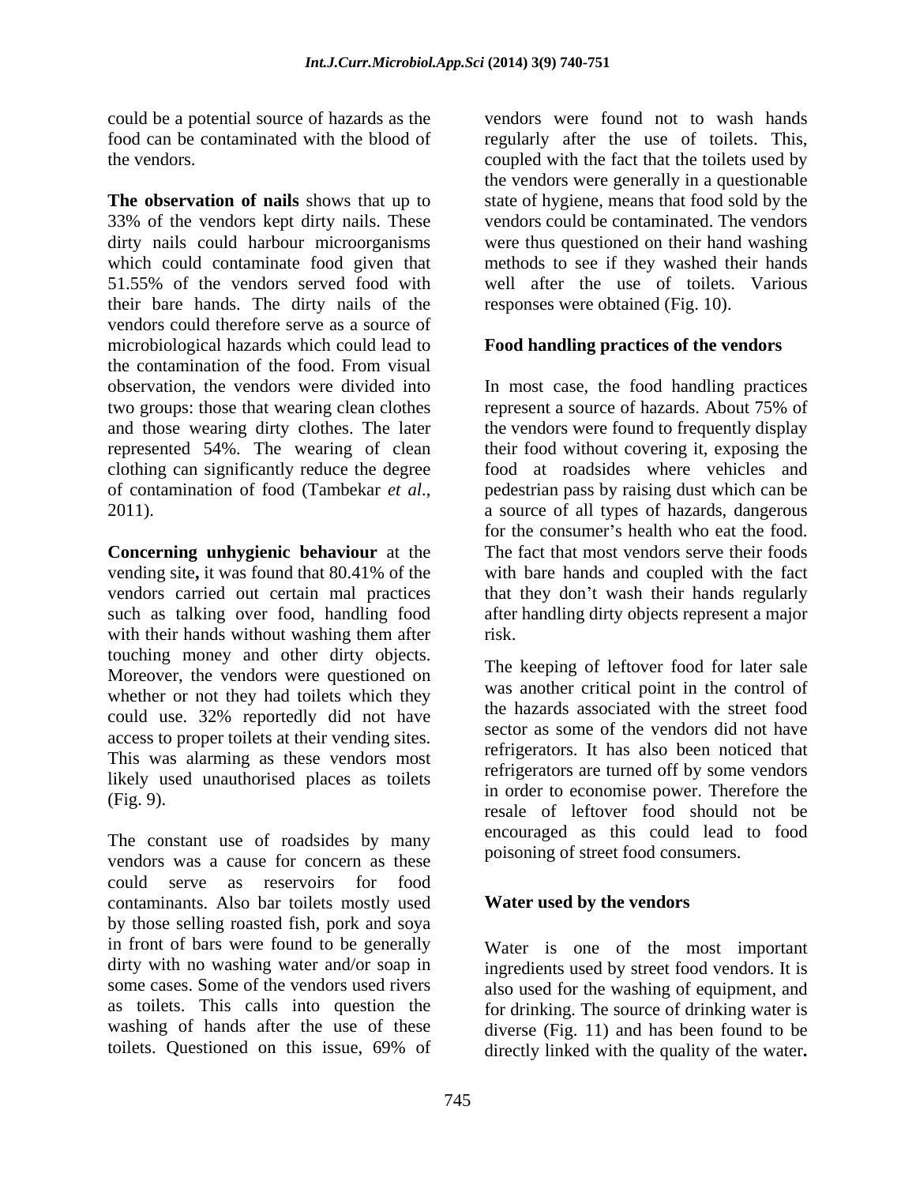could be a potential source of hazards as the food can be contaminated with the blood of the vendors.

**The observation of nails** shows that up to 33% of the vendors kept dirty nails. These dirty nails could harbour microorganisms which could contaminate food given that 51.55% of the vendors served food with their bare hands. The dirty nails of the vendors could therefore serve as a source of microbiological hazards which could lead to the contamination of the food. From visual observation, the vendors were divided into two groups: those that wearing clean clothes and those wearing dirty clothes. The later represented 54%. The wearing of clean clothing can significantly reduce the degree of contamination of food (Tambekar *et al.*, 2011).

**Concerning unhygienic behaviour** at the vending site**,** it was found that 80.41% of the vendors carried out certain mal practices such as talking over food, handling food with their hands without washing them after touching money and other dirty objects. Moreover, the vendors were questioned on whether or not they had toilets which they could use. 32% reportedly did not have access to proper toilets at their vending sites. This was alarming as these vendors most likely used unauthorised places as toilets (Fig. 9).

The constant use of roadsides by many vendors was a cause for concern as these could serve as reservoirs for food contaminants. Also bar toilets mostly used by those selling roasted fish, pork and soya in front of bars were found to be generally dirty with no washing water and/or soap in some cases. Some of the vendors used rivers as toilets. This calls into question the washing of hands after the use of these toilets. Questioned on this issue, 69% of vendors were found not to wash hands regularly after the use of toilets. This, coupled with the fact that the toilets used by the vendors were generally in a questionable state of hygiene, means that food sold by the vendors could be contaminated. The vendors were thus questioned on their hand washing methods to see if they washed their hands well after the use of toilets. Various responses were obtained (Fig. 10).

## Food handling practices of the vendors

In most case, the food handling practices represent a source of hazards. About 75% of the vendors were found to frequently display their food without covering it, exposing the food at roadsides where vehicles and pedestrian pass by raising dust which can be a source of all types of hazards, dangerous for the consumer's health who eat the food. The fact that most vendors serve their foods with bare hands and coupled with the fact that they don't wash their hands regularly after handling dirty objects represent a major risk.

The keeping of leftover food for later sale was another critical point in the control of the hazards associated with the street food sector as some of the vendors did not have refrigerators. It has also been noticed that refrigerators are turned off by some vendors in order to economise power. Therefore the resale of leftover food should not be encouraged as this could lead to food poisoning of street food consumers.

## Water used by the vendors

Water is one of the most important ingredients used by street food vendors. It is also used for the washing of equipment, and for drinking. The source of drinking water is diverse (Fig. 11) and has been found to be directly linked with the quality of the water**.**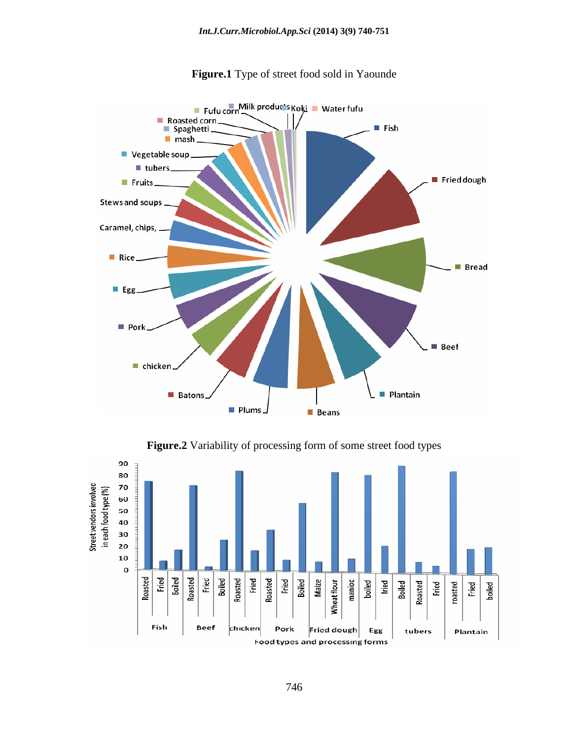**Figure.1** Type of street food sold in Yaounde

**Figure.2** Variability of processing form of some street food types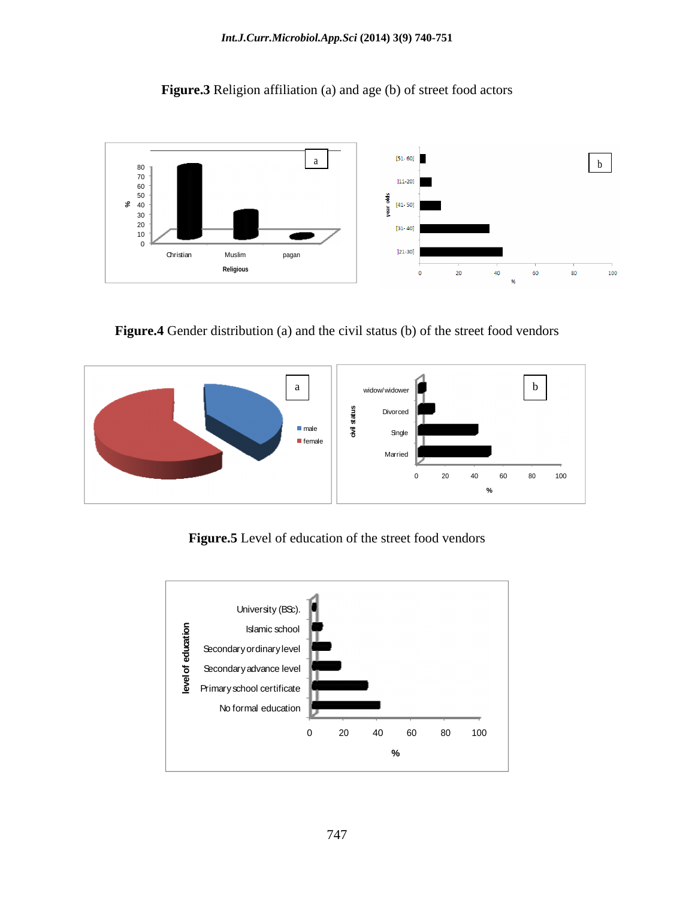**Figure.3** Religion affiliation (a) and age (b) of street food actors

**Figure.4** Gender distribution (a) and the civil status (b) of the street food vendors

**Figure.5** Level of education of the street food vendors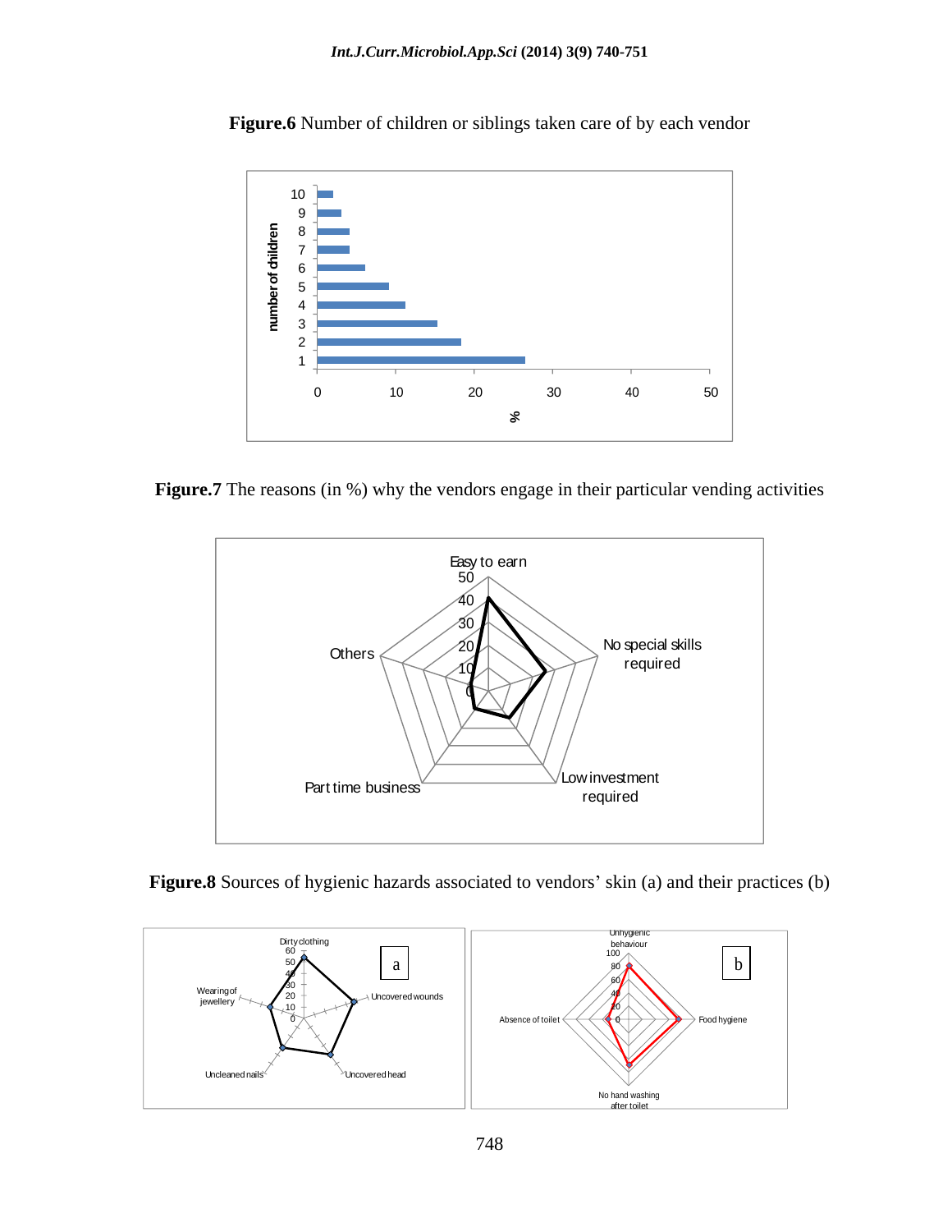**Figure.6** Number of children or siblings taken care of by each vendor

**Figure.7** The reasons (in %) why the vendors engage in their particular vending activities

**Figure.8** Sources of hygienic hazards associated to vendors' skin (a) and their practices (b)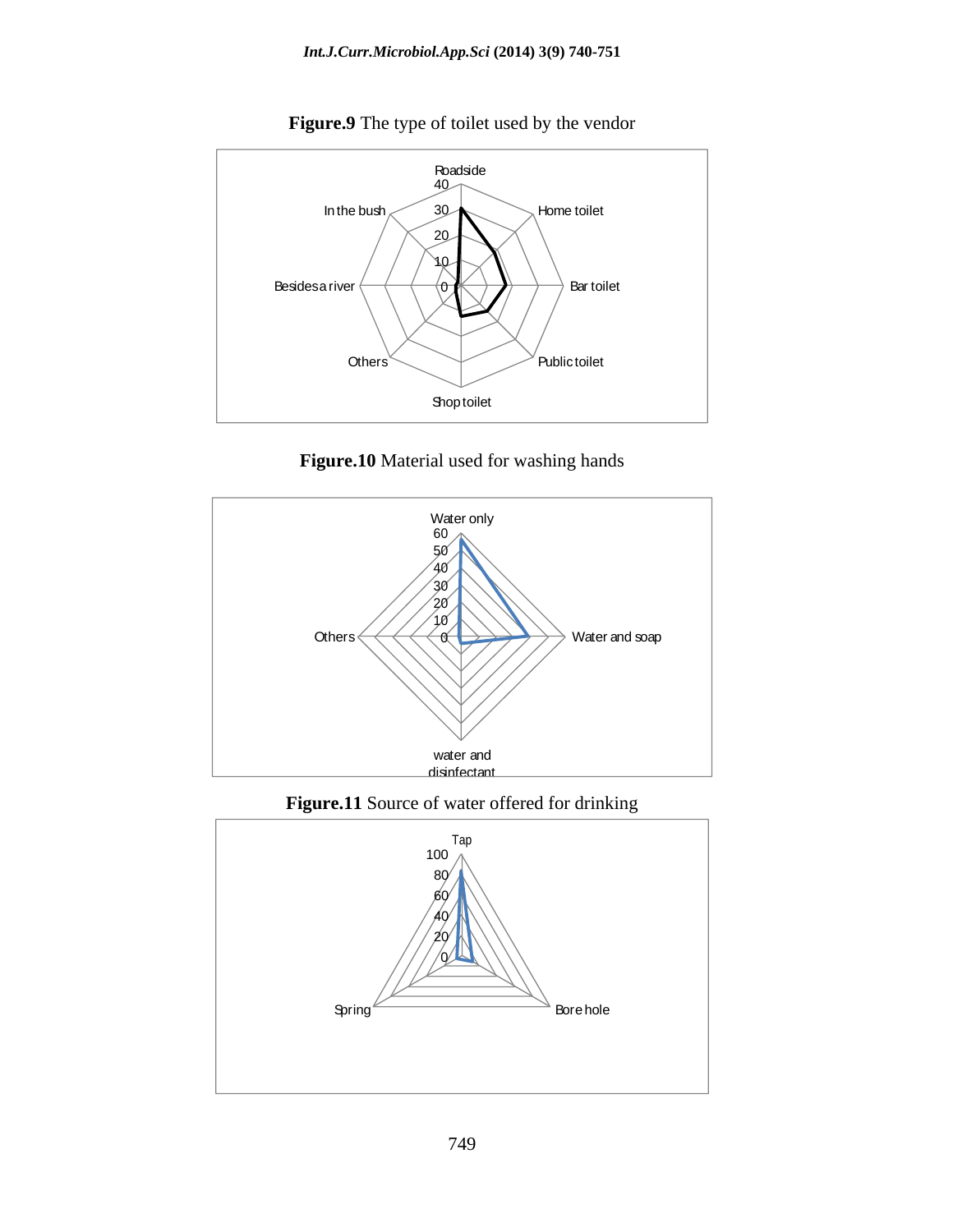**Figure.9** The type of toilet used by the vendor

**Figure.10** Material used for washing hands

**Figure.11** Source of water offered for drinking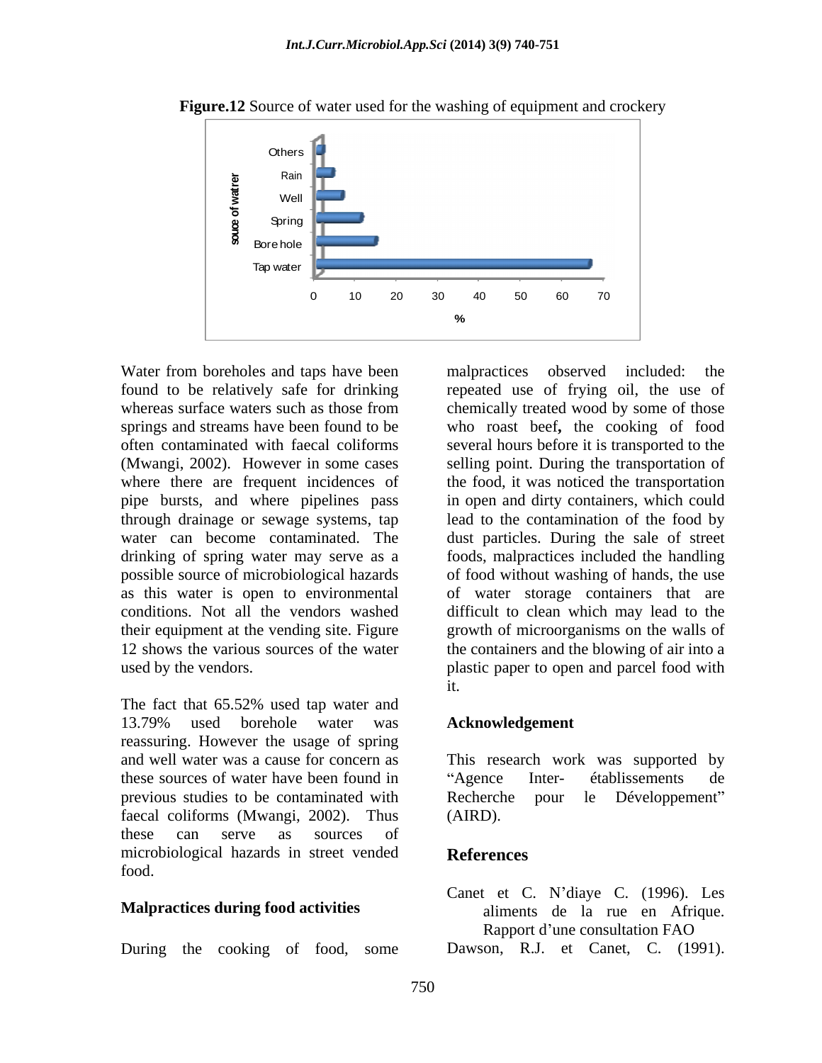**Figure.12** Source of water used for the washing of equipment and crockery

Water from boreholes and taps have been found to be relatively safe for drinking whereas surface waters such as those from springs and streams have been found to be often contaminated with faecal coliforms (Mwangi, 2002). However in some cases where there are frequent incidences of pipe bursts, and where pipelines pass through drainage or sewage systems, tap water can become contaminated. The drinking of spring water may serve as a possible source of microbiological hazards as this water is open to environmental conditions. Not all the vendors washed their equipment at the vending site. Figure 12 shows the various sources of the water used by the vendors.

The fact that 65.52% used tap water and 13.79% used borehole water was reassuring. However the usage of spring and well water was a cause for concern as these sources of water have been found in previous studies to be contaminated with faecal coliforms (Mwangi, 2002). Thus these can serve as sources of microbiological hazards in street vended food.

## Malpractices during food activities

During the cooking of food, some malpractices observed included: the repeated use of frying oil, the use of chemically treated wood by some of those who roast beef**,** the cooking of food several hours before it is transported to the selling point. During the transportation of the food, it was noticed the transportation in open and dirty containers, which could lead to the contamination of the food by dust particles. During the sale of street foods, malpractices included the handling of food without washing of hands, the use of water storage containers that are difficult to clean which may lead to the growth of microorganisms on the walls of the containers and the blowing of air into a plastic paper to open and parcel food with it.

## Acknowledgement

This research work was supported by "Agence Inter- établissements de Recherche pour le Développement" (AIRD).

## References

Canet et C. N'diaye C. (1996). Les aliments de la rue en Afrique. Rapport d'une consultation FAO

Dawson, R.J. et Canet, C. (1991).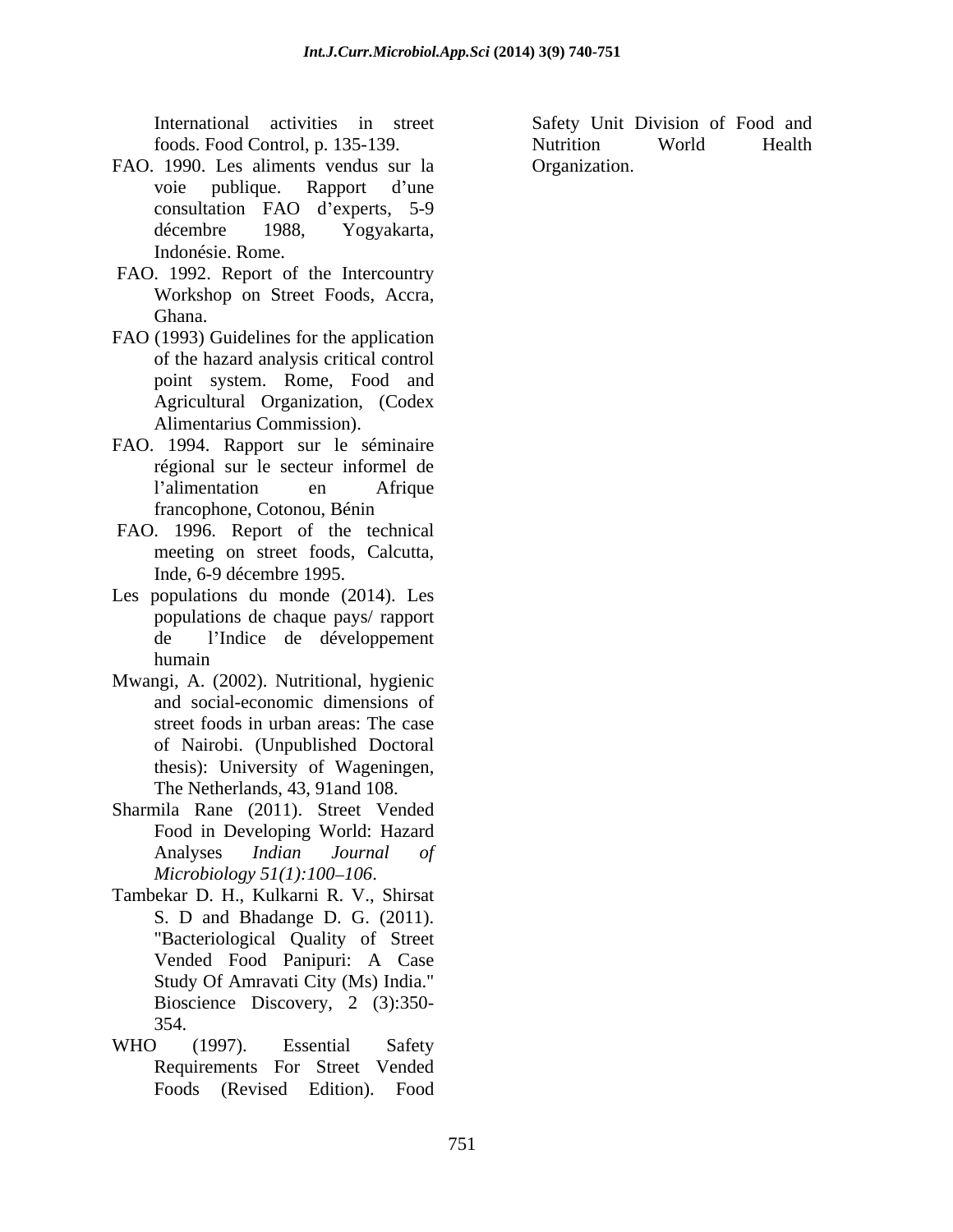International activities in street foods. Food Control, p. 135-139.

FAO. 1990. Les aliments vendus sur la voie publique. Rapport d'une consultation FAO d'experts, 5-9 décembre 1988, Yogyakarta, Indonésie. Rome.

FAO. 1992. Report of the Intercountry Workshop on Street Foods, Accra, Ghana.

FAO (1993) Guidelines for the application of the hazard analysis critical control point system. Rome, Food and Agricultural Organization, (Codex Alimentarius Commission).

FAO. 1994. Rapport sur le séminaire régional sur le secteur informel de l'alimentation en Afrique francophone, Cotonou, Bénin

FAO. 1996. Report of the technical meeting on street foods, Calcutta, Inde, 6-9 décembre 1995.

Les populations du monde (2014). Les populations de chaque pays/ rapport de l'Indice de développement humain

Mwangi, A. (2002). Nutritional, hygienic and social-economic dimensions of street foods in urban areas: The case of Nairobi. (Unpublished Doctoral thesis): University of Wageningen, The Netherlands, 43, 91and 108.

Sharmila Rane (2011). Street Vended Food in Developing World: Hazard Analyses *Indian Journal of Microbiology 51(1):100–106*.

Tambekar D. H., Kulkarni R. V., Shirsat S. D and Bhadange D. G. (2011). "Bacteriological Quality of Street Vended Food Panipuri: A Case Study Of Amravati City (Ms) India." Bioscience Discovery, 2 (3):350-354.

WHO (1997). Essential Safety Requirements For Street Vended Foods (Revised Edition). Food Safety Unit Division of Food and Nutrition World Health Organization.